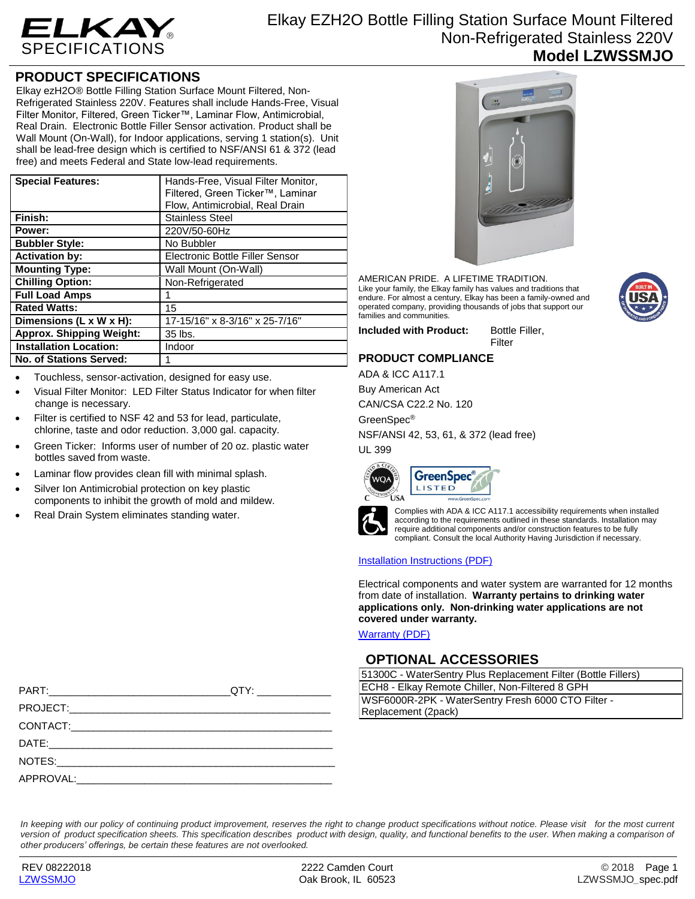# ELKAY SPECIFICATIONS

## Elkay EZH2O Bottle Filling Station Surface Mount Filtered Non-Refrigerated Stainless 220V
## Model LZWSSMJO

## PRODUCT SPECIFICATIONS

Elkay ezH2O® Bottle Filling Station Surface Mount Filtered, Non-Refrigerated Stainless 220V. Features shall include Hands-Free, Visual Filter Monitor, Filtered, Green Ticker™, Laminar Flow, Antimicrobial, Real Drain. Electronic Bottle Filler Sensor activation. Product shall be Wall Mount (On-Wall), for Indoor applications, serving 1 station(s). Unit shall be lead-free design which is certified to NSF/ANSI 61 & 372 (lead free) and meets Federal and State low-lead requirements.

| Special Features: | Hands-Free, Visual Filter Monitor, Filtered, Green Ticker™, Laminar Flow, Antimicrobial, Real Drain |
|---|---|
| Finish: | Stainless Steel |
| Power: | 220V/50-60Hz |
| Bubbler Style: | No Bubbler |
| Activation by: | Electronic Bottle Filler Sensor |
| Mounting Type: | Wall Mount (On-Wall) |
| Chilling Option: | Non-Refrigerated |
| Full Load Amps | 1 |
| Rated Watts: | 15 |
| Dimensions (L x W x H): | 17-15/16" x 8-3/16" x 25-7/16" |
| Approx. Shipping Weight: | 35 lbs. |
| Installation Location: | Indoor |
| No. of Stations Served: | 1 |

- Touchless, sensor-activation, designed for easy use.
- Visual Filter Monitor: LED Filter Status Indicator for when filter change is necessary.
- Filter is certified to NSF 42 and 53 for lead, particulate, chlorine, taste and odor reduction. 3,000 gal. capacity.
- Green Ticker: Informs user of number of 20 oz. plastic water bottles saved from waste.
- Laminar flow provides clean fill with minimal splash.
- Silver Ion Antimicrobial protection on key plastic components to inhibit the growth of mold and mildew.
- Real Drain System eliminates standing water.

AMERICAN PRIDE. A LIFETIME TRADITION.
Like your family, the Elkay family has values and traditions that endure. For almost a century, Elkay has been a family-owned and operated company, providing thousands of jobs that support our families and communities.

**Included with Product:** Bottle Filler, Filter

## PRODUCT COMPLIANCE

ADA & ICC A117.1
Buy American Act
CAN/CSA C22.2 No. 120
GreenSpec®
NSF/ANSI 42, 53, 61, & 372 (lead free)
UL 399

Complies with ADA & ICC A117.1 accessibility requirements when installed according to the requirements outlined in these standards. Installation may require additional components and/or construction features to be fully compliant. Consult the local Authority Having Jurisdiction if necessary.

[Installation Instructions (PDF)]

Electrical components and water system are warranted for 12 months from date of installation. **Warranty pertains to drinking water applications only. Non-drinking water applications are not covered under warranty.**

[Warranty (PDF)]

## OPTIONAL ACCESSORIES

| 51300C - WaterSentry Plus Replacement Filter (Bottle Fillers) |
|---|
| ECH8 - Elkay Remote Chiller, Non-Filtered 8 GPH |
| WSF6000R-2PK - WaterSentry Fresh 6000 CTO Filter - Replacement (2pack) |

PART:_______________________________QTY: ____________
PROJECT:_____________________________________________
CONTACT:_____________________________________________
DATE:________________________________________________
NOTES:_______________________________________________
APPROVAL:____________________________________________

*In keeping with our policy of continuing product improvement, reserves the right to change product specifications without notice. Please visit for the most current version of product specification sheets. This specification describes product with design, quality, and functional benefits to the user. When making a comparison of other producers' offerings, be certain these features are not overlooked.*

REV 08222018
LZWSSMJO

2222 Camden Court
Oak Brook, IL 60523

© 2018
LZWSSMJO_spec.pdf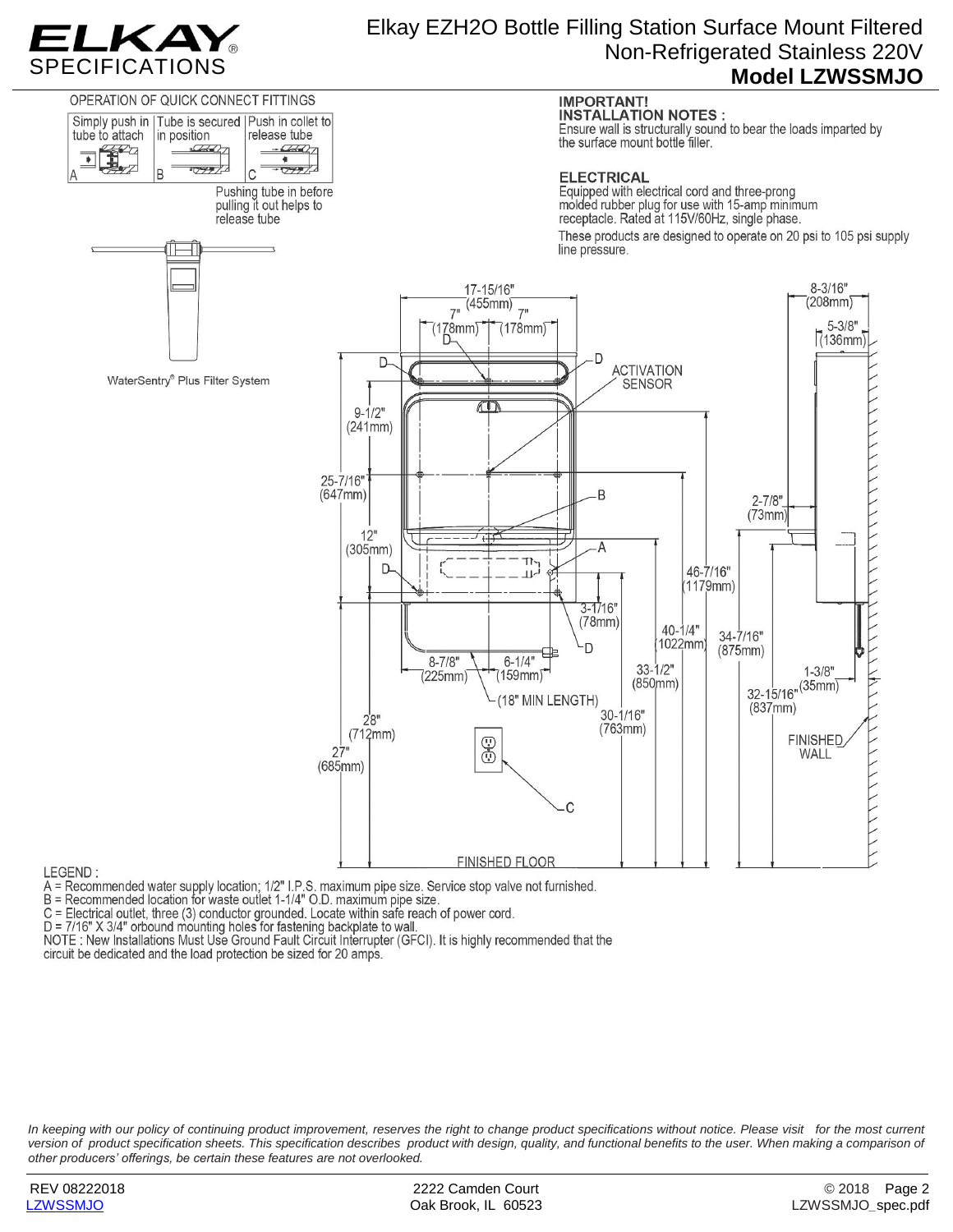# ELKAY SPECIFICATIONS

## Elkay EZH2O Bottle Filling Station Surface Mount Filtered Non-Refrigerated Stainless 220V

## Model LZWSSMJO

### OPERATION OF QUICK CONNECT FITTINGS

A — Simply push in tube to attach

B — Tube is secured in position

C — Push in collet to release tube

Pushing tube in before pulling it out helps to release tube

WaterSentry® Plus Filter System

### IMPORTANT! INSTALLATION NOTES :

Ensure wall is structurally sound to bear the loads imparted by the surface mount bottle filler.

### ELECTRICAL

Equipped with electrical cord and three-prong molded rubber plug for use with 15-amp minimum receptacle. Rated at 115V/60Hz, single phase.

These products are designed to operate on 20 psi to 105 psi supply line pressure.

17-15/16" (455mm)
7" (178mm)
7" (178mm)
8-3/16" (208mm)
5-3/8" (136mm)
ACTIVATION SENSOR
9-1/2" (241mm)
25-7/16" (647mm)
2-7/8" (73mm)
12" (305mm)
46-7/16" (1179mm)
3-1/16" (78mm)
40-1/4" (1022mm)
34-7/16" (875mm)
8-7/8" (225mm)
6-1/4" (159mm)
33-1/2" (850mm)
1-3/8" (35mm)
(18" MIN LENGTH)
32-15/16" (837mm)
30-1/16" (763mm)
28" (712mm)
27" (685mm)
FINISHED WALL
FINISHED FLOOR

LEGEND :

A = Recommended water supply location; 1/2" I.P.S. maximum pipe size. Service stop valve not furnished.
B = Recommended location for waste outlet 1-1/4" O.D. maximum pipe size.
C = Electrical outlet, three (3) conductor grounded. Locate within safe reach of power cord.
D = 7/16" X 3/4" orbound mounting holes for fastening backplate to wall.
NOTE : New Installations Must Use Ground Fault Circuit Interrupter (GFCI). It is highly recommended that the circuit be dedicated and the load protection be sized for 20 amps.

*In keeping with our policy of continuing product improvement, reserves the right to change product specifications without notice. Please visit for the most current version of product specification sheets. This specification describes product with design, quality, and functional benefits to the user. When making a comparison of other producers' offerings, be certain these features are not overlooked.*

REV 08222018
LZWSSMJO

2222 Camden Court
Oak Brook, IL 60523

© 2018
LZWSSMJO_spec.pdf